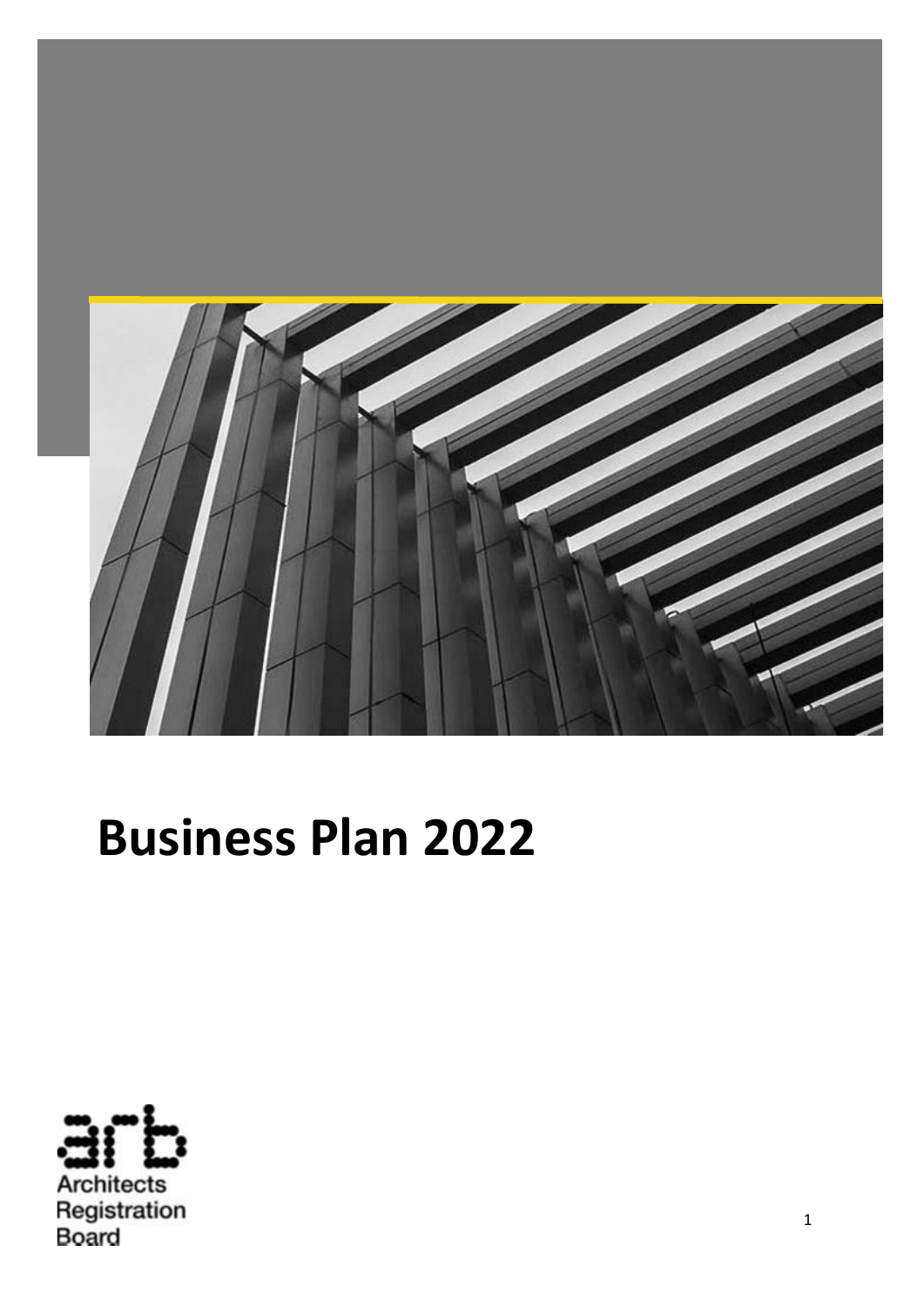# Business Plan 2022

Architects Registration Board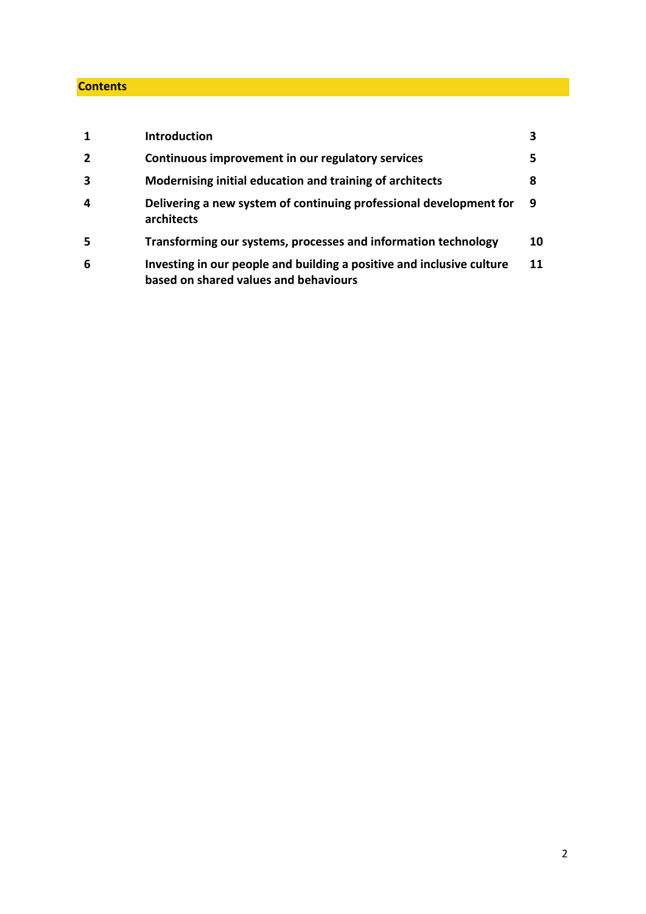## Contents

| | | |
|---|---|---|
| **1** | **Introduction** | **3** |
| **2** | **Continuous improvement in our regulatory services** | **5** |
| **3** | **Modernising initial education and training of architects** | **8** |
| **4** | **Delivering a new system of continuing professional development for architects** | **9** |
| **5** | **Transforming our systems, processes and information technology** | **10** |
| **6** | **Investing in our people and building a positive and inclusive culture based on shared values and behaviours** | **11** |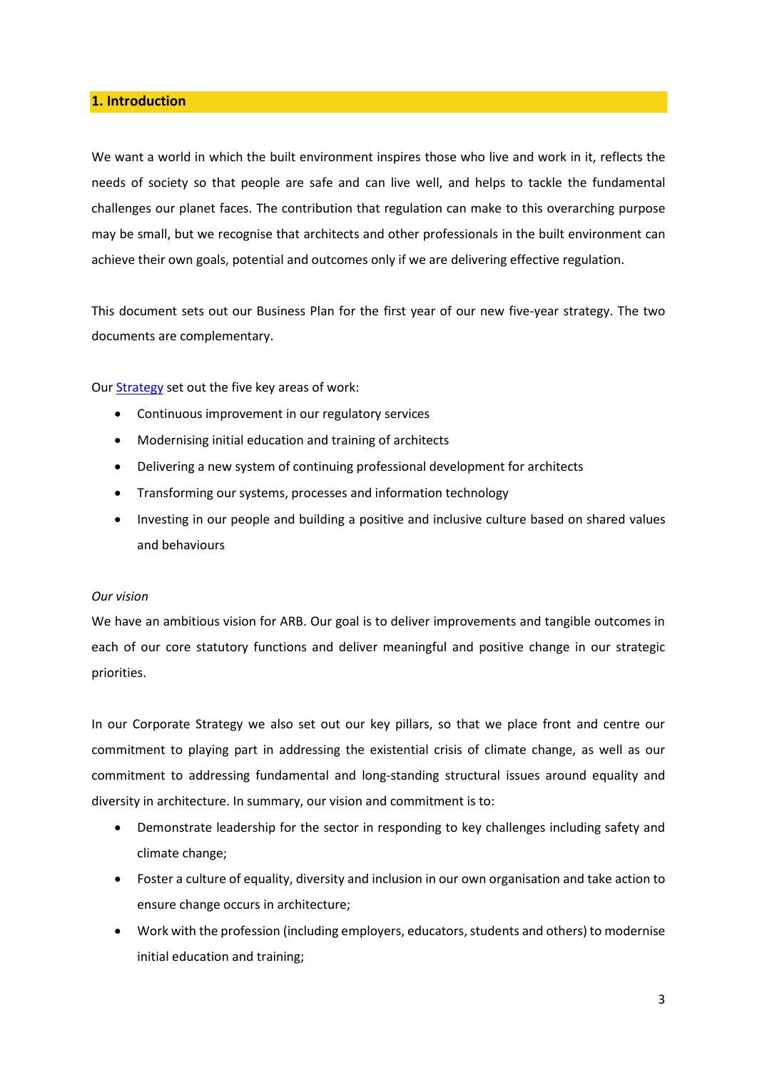## 1. Introduction

We want a world in which the built environment inspires those who live and work in it, reflects the needs of society so that people are safe and can live well, and helps to tackle the fundamental challenges our planet faces. The contribution that regulation can make to this overarching purpose may be small, but we recognise that architects and other professionals in the built environment can achieve their own goals, potential and outcomes only if we are delivering effective regulation.

This document sets out our Business Plan for the first year of our new five-year strategy. The two documents are complementary.

Our Strategy set out the five key areas of work:

- Continuous improvement in our regulatory services
- Modernising initial education and training of architects
- Delivering a new system of continuing professional development for architects
- Transforming our systems, processes and information technology
- Investing in our people and building a positive and inclusive culture based on shared values and behaviours

*Our vision*

We have an ambitious vision for ARB. Our goal is to deliver improvements and tangible outcomes in each of our core statutory functions and deliver meaningful and positive change in our strategic priorities.

In our Corporate Strategy we also set out our key pillars, so that we place front and centre our commitment to playing part in addressing the existential crisis of climate change, as well as our commitment to addressing fundamental and long-standing structural issues around equality and diversity in architecture. In summary, our vision and commitment is to:

- Demonstrate leadership for the sector in responding to key challenges including safety and climate change;
- Foster a culture of equality, diversity and inclusion in our own organisation and take action to ensure change occurs in architecture;
- Work with the profession (including employers, educators, students and others) to modernise initial education and training;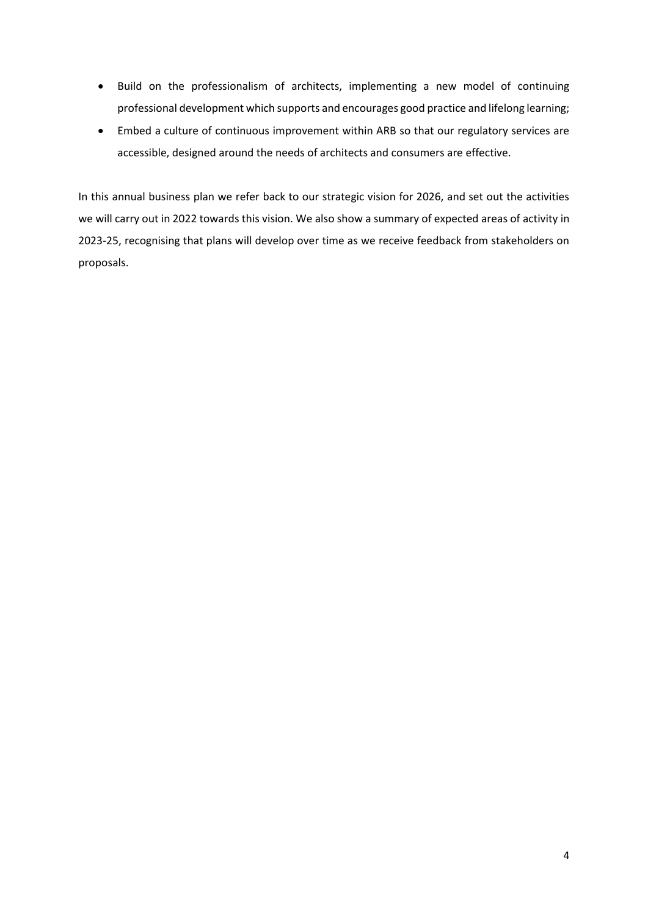- Build on the professionalism of architects, implementing a new model of continuing professional development which supports and encourages good practice and lifelong learning;
- Embed a culture of continuous improvement within ARB so that our regulatory services are accessible, designed around the needs of architects and consumers are effective.

In this annual business plan we refer back to our strategic vision for 2026, and set out the activities we will carry out in 2022 towards this vision. We also show a summary of expected areas of activity in 2023-25, recognising that plans will develop over time as we receive feedback from stakeholders on proposals.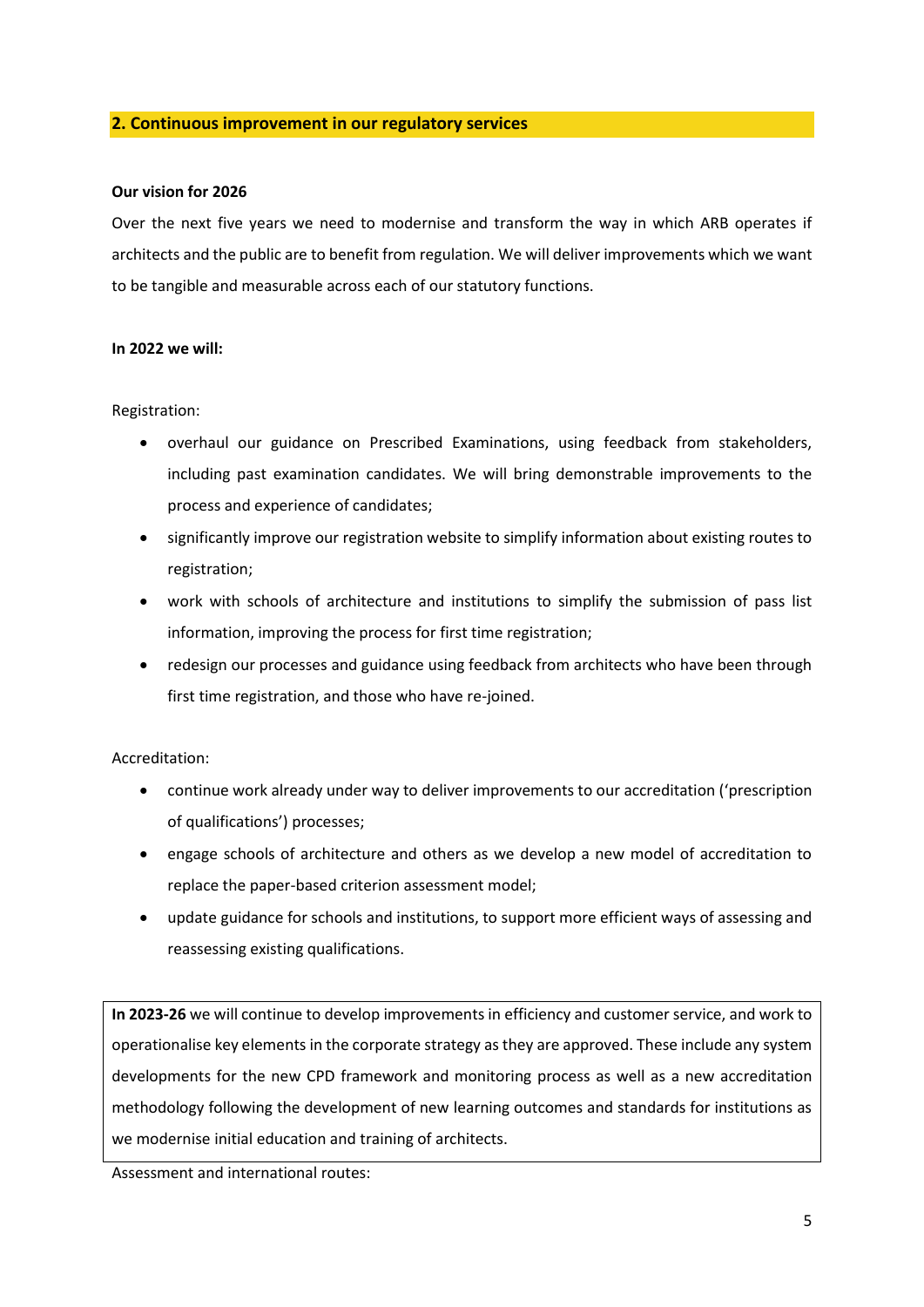## 2. Continuous improvement in our regulatory services

**Our vision for 2026**

Over the next five years we need to modernise and transform the way in which ARB operates if architects and the public are to benefit from regulation. We will deliver improvements which we want to be tangible and measurable across each of our statutory functions.

**In 2022 we will:**

Registration:

- overhaul our guidance on Prescribed Examinations, using feedback from stakeholders, including past examination candidates. We will bring demonstrable improvements to the process and experience of candidates;
- significantly improve our registration website to simplify information about existing routes to registration;
- work with schools of architecture and institutions to simplify the submission of pass list information, improving the process for first time registration;
- redesign our processes and guidance using feedback from architects who have been through first time registration, and those who have re-joined.

Accreditation:

- continue work already under way to deliver improvements to our accreditation ('prescription of qualifications') processes;
- engage schools of architecture and others as we develop a new model of accreditation to replace the paper-based criterion assessment model;
- update guidance for schools and institutions, to support more efficient ways of assessing and reassessing existing qualifications.

**In 2023-26** we will continue to develop improvements in efficiency and customer service, and work to operationalise key elements in the corporate strategy as they are approved. These include any system developments for the new CPD framework and monitoring process as well as a new accreditation methodology following the development of new learning outcomes and standards for institutions as we modernise initial education and training of architects.

Assessment and international routes: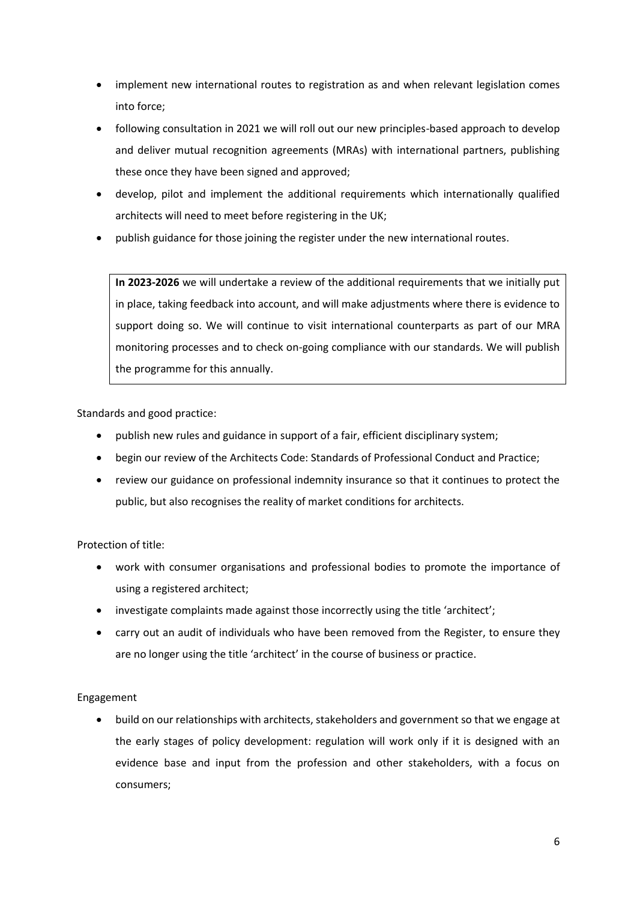- implement new international routes to registration as and when relevant legislation comes into force;
- following consultation in 2021 we will roll out our new principles-based approach to develop and deliver mutual recognition agreements (MRAs) with international partners, publishing these once they have been signed and approved;
- develop, pilot and implement the additional requirements which internationally qualified architects will need to meet before registering in the UK;
- publish guidance for those joining the register under the new international routes.

> **In 2023-2026** we will undertake a review of the additional requirements that we initially put in place, taking feedback into account, and will make adjustments where there is evidence to support doing so. We will continue to visit international counterparts as part of our MRA monitoring processes and to check on-going compliance with our standards. We will publish the programme for this annually.

Standards and good practice:

- publish new rules and guidance in support of a fair, efficient disciplinary system;
- begin our review of the Architects Code: Standards of Professional Conduct and Practice;
- review our guidance on professional indemnity insurance so that it continues to protect the public, but also recognises the reality of market conditions for architects.

Protection of title:

- work with consumer organisations and professional bodies to promote the importance of using a registered architect;
- investigate complaints made against those incorrectly using the title 'architect';
- carry out an audit of individuals who have been removed from the Register, to ensure they are no longer using the title 'architect' in the course of business or practice.

Engagement

- build on our relationships with architects, stakeholders and government so that we engage at the early stages of policy development: regulation will work only if it is designed with an evidence base and input from the profession and other stakeholders, with a focus on consumers;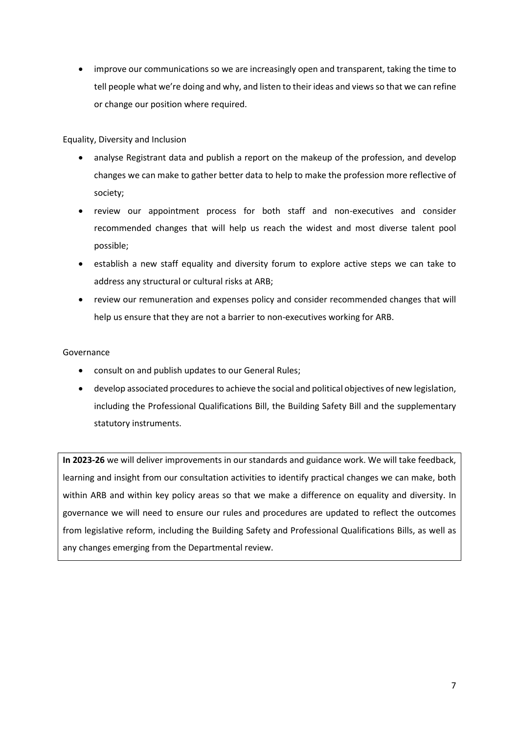- improve our communications so we are increasingly open and transparent, taking the time to tell people what we're doing and why, and listen to their ideas and views so that we can refine or change our position where required.

Equality, Diversity and Inclusion

- analyse Registrant data and publish a report on the makeup of the profession, and develop changes we can make to gather better data to help to make the profession more reflective of society;
- review our appointment process for both staff and non-executives and consider recommended changes that will help us reach the widest and most diverse talent pool possible;
- establish a new staff equality and diversity forum to explore active steps we can take to address any structural or cultural risks at ARB;
- review our remuneration and expenses policy and consider recommended changes that will help us ensure that they are not a barrier to non-executives working for ARB.

Governance

- consult on and publish updates to our General Rules;
- develop associated procedures to achieve the social and political objectives of new legislation, including the Professional Qualifications Bill, the Building Safety Bill and the supplementary statutory instruments.

**In 2023-26** we will deliver improvements in our standards and guidance work. We will take feedback, learning and insight from our consultation activities to identify practical changes we can make, both within ARB and within key policy areas so that we make a difference on equality and diversity. In governance we will need to ensure our rules and procedures are updated to reflect the outcomes from legislative reform, including the Building Safety and Professional Qualifications Bills, as well as any changes emerging from the Departmental review.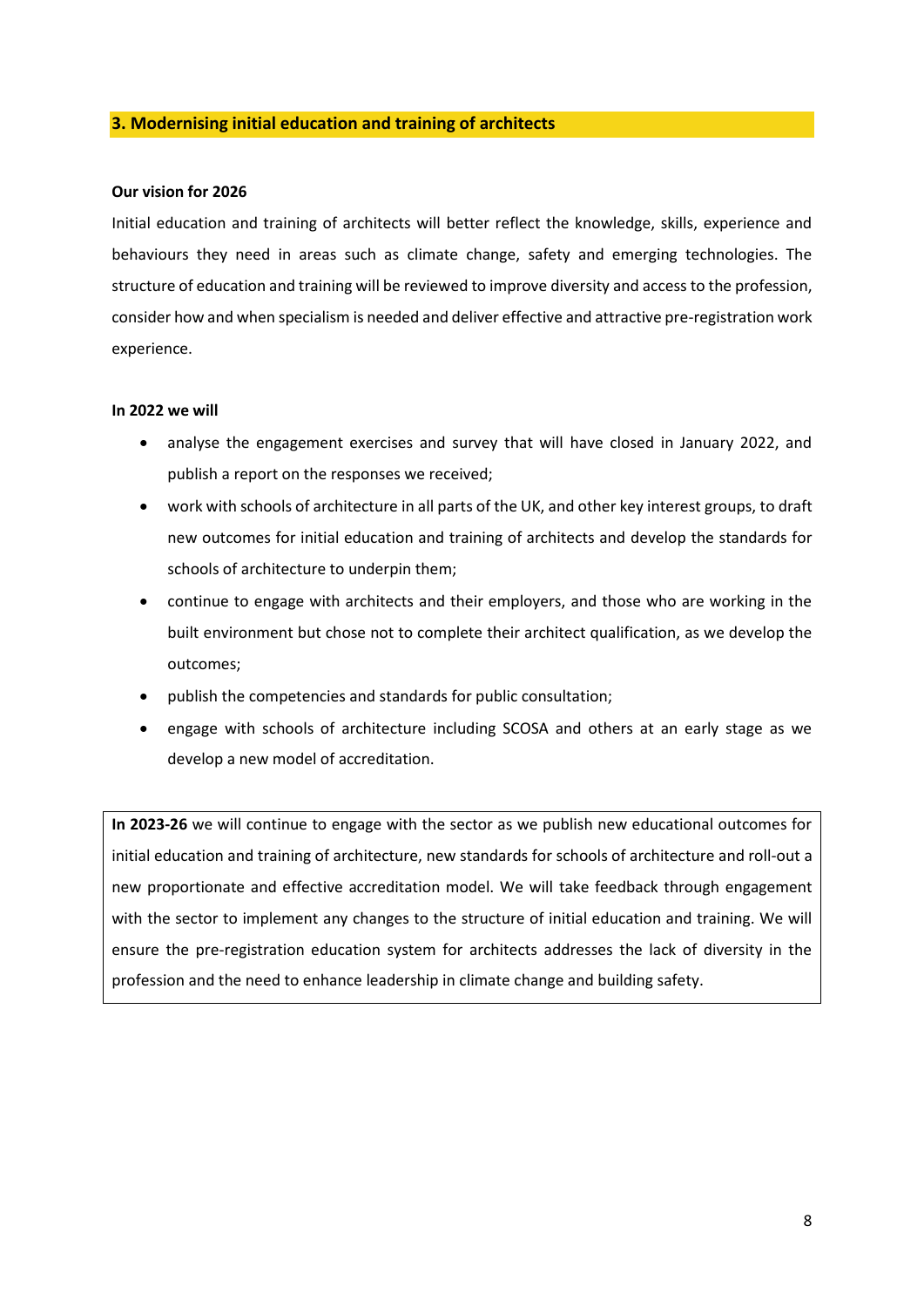## 3. Modernising initial education and training of architects

**Our vision for 2026**

Initial education and training of architects will better reflect the knowledge, skills, experience and behaviours they need in areas such as climate change, safety and emerging technologies. The structure of education and training will be reviewed to improve diversity and access to the profession, consider how and when specialism is needed and deliver effective and attractive pre-registration work experience.

**In 2022 we will**

- analyse the engagement exercises and survey that will have closed in January 2022, and publish a report on the responses we received;
- work with schools of architecture in all parts of the UK, and other key interest groups, to draft new outcomes for initial education and training of architects and develop the standards for schools of architecture to underpin them;
- continue to engage with architects and their employers, and those who are working in the built environment but chose not to complete their architect qualification, as we develop the outcomes;
- publish the competencies and standards for public consultation;
- engage with schools of architecture including SCOSA and others at an early stage as we develop a new model of accreditation.

**In 2023-26** we will continue to engage with the sector as we publish new educational outcomes for initial education and training of architecture, new standards for schools of architecture and roll-out a new proportionate and effective accreditation model. We will take feedback through engagement with the sector to implement any changes to the structure of initial education and training. We will ensure the pre-registration education system for architects addresses the lack of diversity in the profession and the need to enhance leadership in climate change and building safety.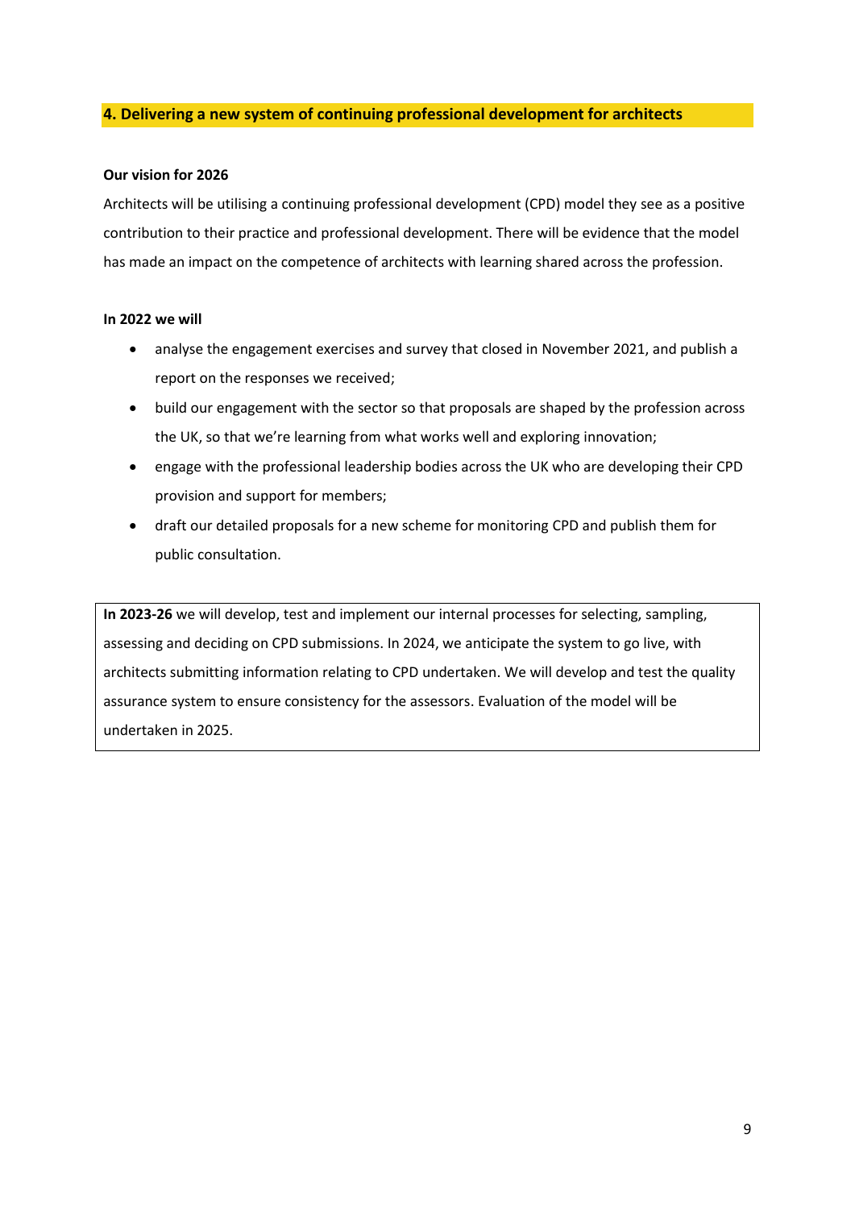## 4. Delivering a new system of continuing professional development for architects

**Our vision for 2026**

Architects will be utilising a continuing professional development (CPD) model they see as a positive contribution to their practice and professional development. There will be evidence that the model has made an impact on the competence of architects with learning shared across the profession.

**In 2022 we will**

- analyse the engagement exercises and survey that closed in November 2021, and publish a report on the responses we received;
- build our engagement with the sector so that proposals are shaped by the profession across the UK, so that we're learning from what works well and exploring innovation;
- engage with the professional leadership bodies across the UK who are developing their CPD provision and support for members;
- draft our detailed proposals for a new scheme for monitoring CPD and publish them for public consultation.

**In 2023-26** we will develop, test and implement our internal processes for selecting, sampling, assessing and deciding on CPD submissions. In 2024, we anticipate the system to go live, with architects submitting information relating to CPD undertaken. We will develop and test the quality assurance system to ensure consistency for the assessors. Evaluation of the model will be undertaken in 2025.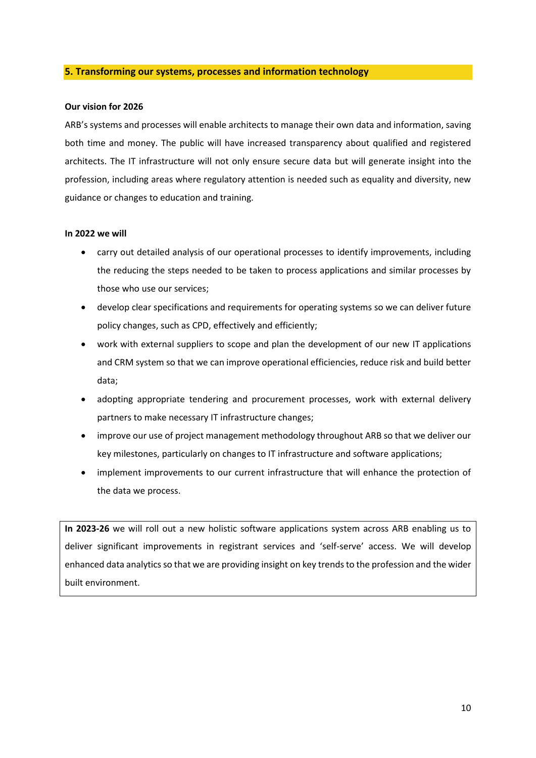## 5. Transforming our systems, processes and information technology

**Our vision for 2026**

ARB's systems and processes will enable architects to manage their own data and information, saving both time and money. The public will have increased transparency about qualified and registered architects. The IT infrastructure will not only ensure secure data but will generate insight into the profession, including areas where regulatory attention is needed such as equality and diversity, new guidance or changes to education and training.

**In 2022 we will**

- carry out detailed analysis of our operational processes to identify improvements, including the reducing the steps needed to be taken to process applications and similar processes by those who use our services;
- develop clear specifications and requirements for operating systems so we can deliver future policy changes, such as CPD, effectively and efficiently;
- work with external suppliers to scope and plan the development of our new IT applications and CRM system so that we can improve operational efficiencies, reduce risk and build better data;
- adopting appropriate tendering and procurement processes, work with external delivery partners to make necessary IT infrastructure changes;
- improve our use of project management methodology throughout ARB so that we deliver our key milestones, particularly on changes to IT infrastructure and software applications;
- implement improvements to our current infrastructure that will enhance the protection of the data we process.

**In 2023-26** we will roll out a new holistic software applications system across ARB enabling us to deliver significant improvements in registrant services and 'self-serve' access. We will develop enhanced data analytics so that we are providing insight on key trends to the profession and the wider built environment.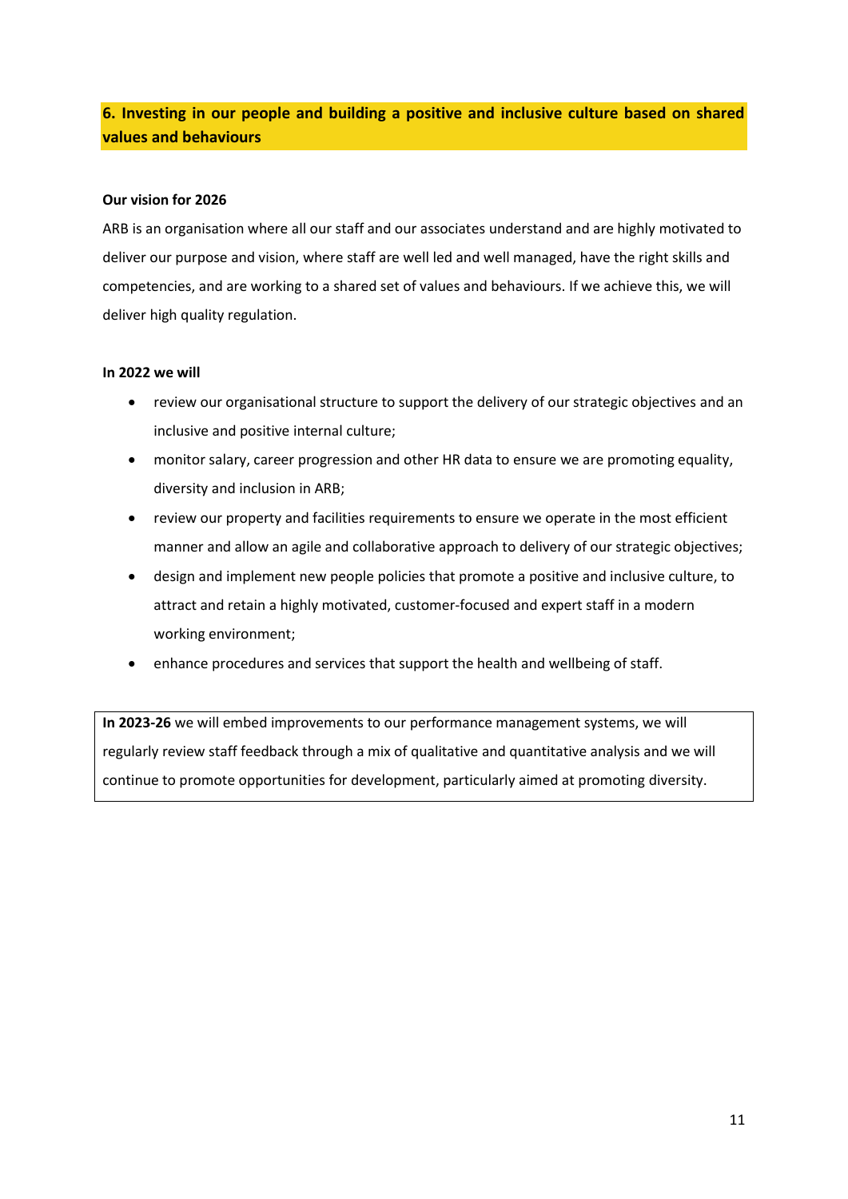## 6. Investing in our people and building a positive and inclusive culture based on shared values and behaviours

**Our vision for 2026**

ARB is an organisation where all our staff and our associates understand and are highly motivated to deliver our purpose and vision, where staff are well led and well managed, have the right skills and competencies, and are working to a shared set of values and behaviours. If we achieve this, we will deliver high quality regulation.

**In 2022 we will**

- review our organisational structure to support the delivery of our strategic objectives and an inclusive and positive internal culture;
- monitor salary, career progression and other HR data to ensure we are promoting equality, diversity and inclusion in ARB;
- review our property and facilities requirements to ensure we operate in the most efficient manner and allow an agile and collaborative approach to delivery of our strategic objectives;
- design and implement new people policies that promote a positive and inclusive culture, to attract and retain a highly motivated, customer-focused and expert staff in a modern working environment;
- enhance procedures and services that support the health and wellbeing of staff.

**In 2023-26** we will embed improvements to our performance management systems, we will regularly review staff feedback through a mix of qualitative and quantitative analysis and we will continue to promote opportunities for development, particularly aimed at promoting diversity.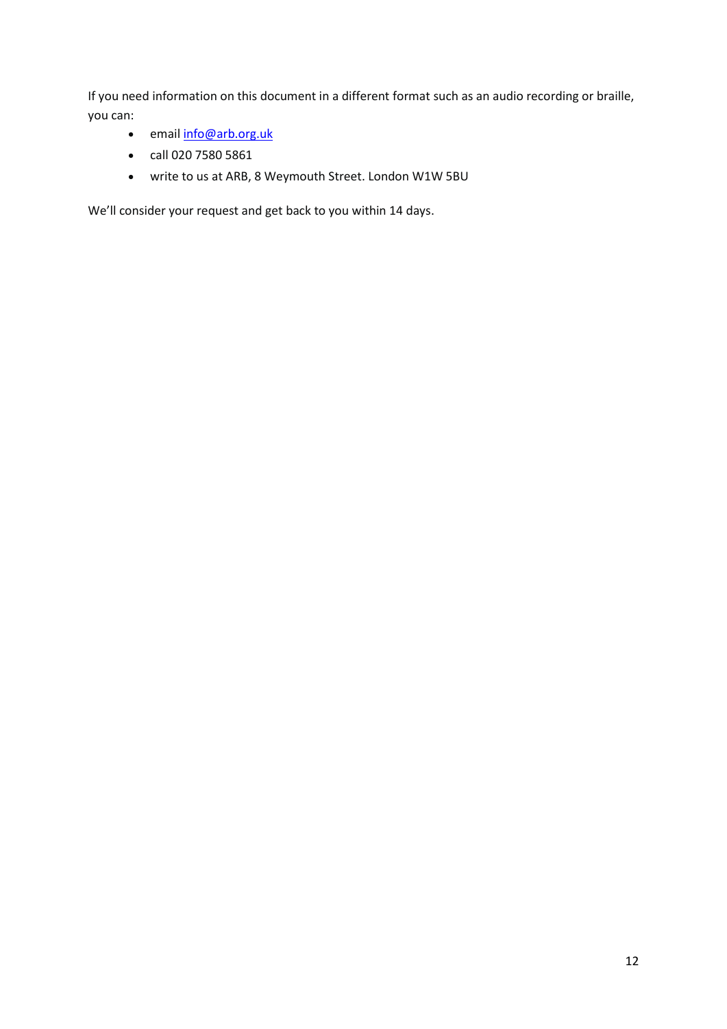If you need information on this document in a different format such as an audio recording or braille, you can:

- email info@arb.org.uk
- call 020 7580 5861
- write to us at ARB, 8 Weymouth Street. London W1W 5BU

We'll consider your request and get back to you within 14 days.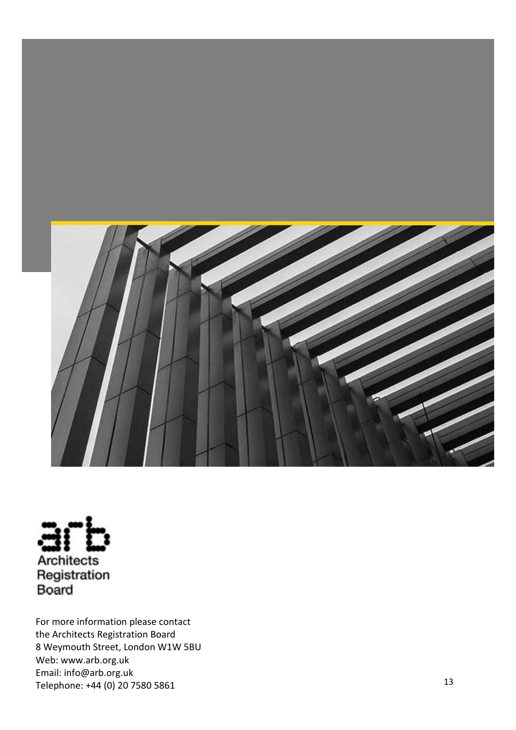Architects Registration Board

For more information please contact the Architects Registration Board
8 Weymouth Street, London W1W 5BU
Web: www.arb.org.uk
Email: info@arb.org.uk
Telephone: +44 (0) 20 7580 5861